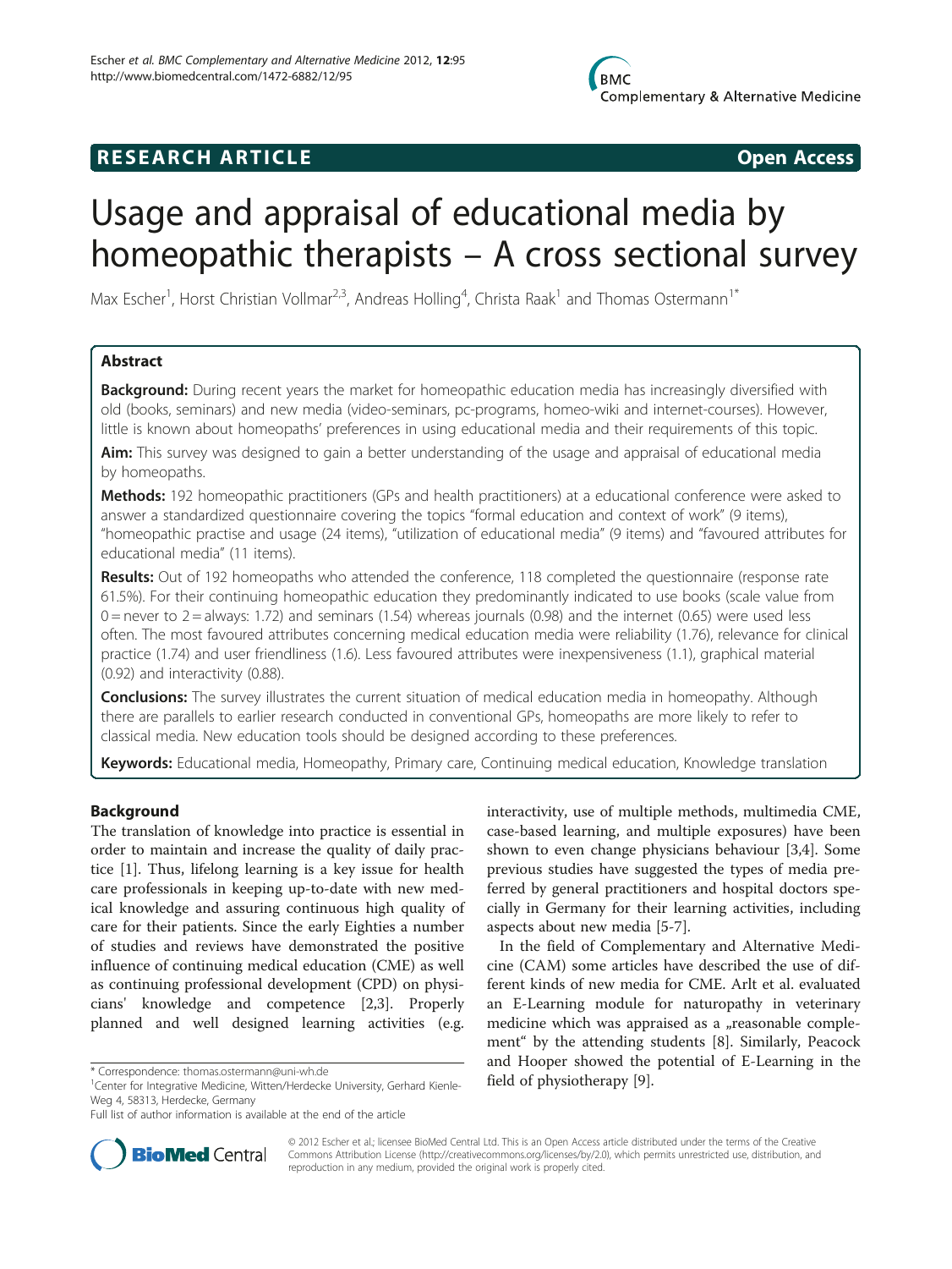RESEARCH ARTICLE Open Access

# Usage and appraisal of educational media by homeopathic therapists – A cross sectional survey

Max Escher[1], Horst Christian Vollmar[2,3], Andreas Holling[4], Christa Raak[1] and Thomas Ostermann[1*]

## Abstract

**Background:** During recent years the market for homeopathic education media has increasingly diversified with old (books, seminars) and new media (video-seminars, pc-programs, homeo-wiki and internet-courses). However, little is known about homeopaths' preferences in using educational media and their requirements of this topic.

**Aim:** This survey was designed to gain a better understanding of the usage and appraisal of educational media by homeopaths.

**Methods:** 192 homeopathic practitioners (GPs and health practitioners) at a educational conference were asked to answer a standardized questionnaire covering the topics "formal education and context of work" (9 items), "homeopathic practise and usage (24 items), "utilization of educational media" (9 items) and "favoured attributes for educational media" (11 items).

**Results:** Out of 192 homeopaths who attended the conference, 118 completed the questionnaire (response rate 61.5%). For their continuing homeopathic education they predominantly indicated to use books (scale value from 0 = never to 2 = always: 1.72) and seminars (1.54) whereas journals (0.98) and the internet (0.65) were used less often. The most favoured attributes concerning medical education media were reliability (1.76), relevance for clinical practice (1.74) and user friendliness (1.6). Less favoured attributes were inexpensiveness (1.1), graphical material (0.92) and interactivity (0.88).

**Conclusions:** The survey illustrates the current situation of medical education media in homeopathy. Although there are parallels to earlier research conducted in conventional GPs, homeopaths are more likely to refer to classical media. New education tools should be designed according to these preferences.

**Keywords:** Educational media, Homeopathy, Primary care, Continuing medical education, Knowledge translation

## Background

The translation of knowledge into practice is essential in order to maintain and increase the quality of daily practice [1]. Thus, lifelong learning is a key issue for health care professionals in keeping up-to-date with new medical knowledge and assuring continuous high quality of care for their patients. Since the early Eighties a number of studies and reviews have demonstrated the positive influence of continuing medical education (CME) as well as continuing professional development (CPD) on physicians' knowledge and competence [2,3]. Properly planned and well designed learning activities (e.g. interactivity, use of multiple methods, multimedia CME, case-based learning, and multiple exposures) have been shown to even change physicians behaviour [3,4]. Some previous studies have suggested the types of media preferred by general practitioners and hospital doctors specially in Germany for their learning activities, including aspects about new media [5-7].

In the field of Complementary and Alternative Medicine (CAM) some articles have described the use of different kinds of new media for CME. Arlt et al. evaluated an E-Learning module for naturopathy in veterinary medicine which was appraised as a „reasonable complement" by the attending students [8]. Similarly, Peacock and Hooper showed the potential of E-Learning in the field of physiotherapy [9].

\* Correspondence: thomas.ostermann@uni-wh.de

[1]Center for Integrative Medicine, Witten/Herdecke University, Gerhard Kienle-Weg 4, 58313, Herdecke, Germany

Full list of author information is available at the end of the article

© 2012 Escher et al.; licensee BioMed Central Ltd. This is an Open Access article distributed under the terms of the Creative Commons Attribution License (http://creativecommons.org/licenses/by/2.0), which permits unrestricted use, distribution, and reproduction in any medium, provided the original work is properly cited.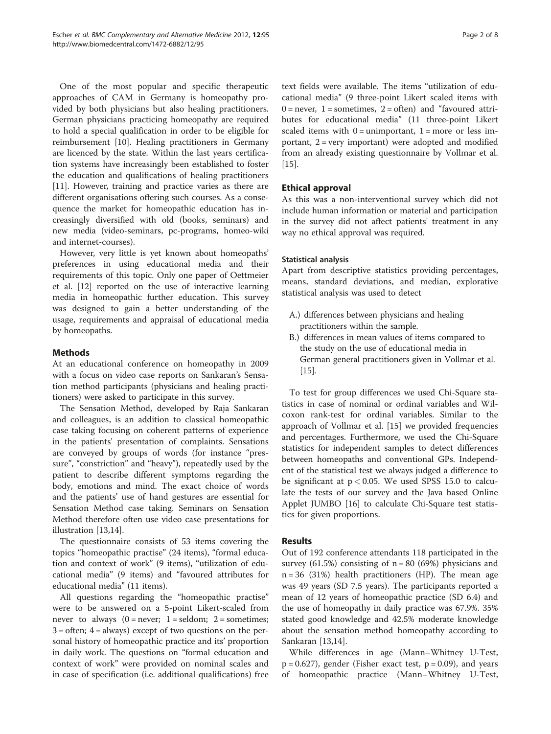One of the most popular and specific therapeutic approaches of CAM in Germany is homeopathy provided by both physicians but also healing practitioners. German physicians practicing homeopathy are required to hold a special qualification in order to be eligible for reimbursement [10]. Healing practitioners in Germany are licenced by the state. Within the last years certification systems have increasingly been established to foster the education and qualifications of healing practitioners [11]. However, training and practice varies as there are different organisations offering such courses. As a consequence the market for homeopathic education has increasingly diversified with old (books, seminars) and new media (video-seminars, pc-programs, homeo-wiki and internet-courses).

However, very little is yet known about homeopaths' preferences in using educational media and their requirements of this topic. Only one paper of Oettmeier et al. [12] reported on the use of interactive learning media in homeopathic further education. This survey was designed to gain a better understanding of the usage, requirements and appraisal of educational media by homeopaths.

## Methods

At an educational conference on homeopathy in 2009 with a focus on video case reports on Sankaran's Sensation method participants (physicians and healing practitioners) were asked to participate in this survey.

The Sensation Method, developed by Raja Sankaran and colleagues, is an addition to classical homeopathic case taking focusing on coherent patterns of experience in the patients' presentation of complaints. Sensations are conveyed by groups of words (for instance "pressure", "constriction" and "heavy"), repeatedly used by the patient to describe different symptoms regarding the body, emotions and mind. The exact choice of words and the patients' use of hand gestures are essential for Sensation Method case taking. Seminars on Sensation Method therefore often use video case presentations for illustration [13,14].

The questionnaire consists of 53 items covering the topics "homeopathic practise" (24 items), "formal education and context of work" (9 items), "utilization of educational media" (9 items) and "favoured attributes for educational media" (11 items).

All questions regarding the "homeopathic practise" were to be answered on a 5-point Likert-scaled from never to always (0 = never; 1 = seldom; 2 = sometimes; 3 = often; 4 = always) except of two questions on the personal history of homeopathic practice and its' proportion in daily work. The questions on "formal education and context of work" were provided on nominal scales and in case of specification (i.e. additional qualifications) free text fields were available. The items "utilization of educational media" (9 three-point Likert scaled items with 0 = never, 1 = sometimes, 2 = often) and "favoured attributes for educational media" (11 three-point Likert scaled items with 0 = unimportant, 1 = more or less important, 2 = very important) were adopted and modified from an already existing questionnaire by Vollmar et al. [15].

### Ethical approval

As this was a non-interventional survey which did not include human information or material and participation in the survey did not affect patients' treatment in any way no ethical approval was required.

#### Statistical analysis

Apart from descriptive statistics providing percentages, means, standard deviations, and median, explorative statistical analysis was used to detect

A.) differences between physicians and healing practitioners within the sample.
B.) differences in mean values of items compared to the study on the use of educational media in German general practitioners given in Vollmar et al. [15].

To test for group differences we used Chi-Square statistics in case of nominal or ordinal variables and Wilcoxon rank-test for ordinal variables. Similar to the approach of Vollmar et al. [15] we provided frequencies and percentages. Furthermore, we used the Chi-Square statistics for independent samples to detect differences between homeopaths and conventional GPs. Independent of the statistical test we always judged a difference to be significant at $p < 0.05$. We used SPSS 15.0 to calculate the tests of our survey and the Java based Online Applet JUMBO [16] to calculate Chi-Square test statistics for given proportions.

## Results

Out of 192 conference attendants 118 participated in the survey (61.5%) consisting of $n = 80$ (69%) physicians and $n = 36$ (31%) health practitioners (HP). The mean age was 49 years (SD 7.5 years). The participants reported a mean of 12 years of homeopathic practice (SD 6.4) and the use of homeopathy in daily practice was 67.9%. 35% stated good knowledge and 42.5% moderate knowledge about the sensation method homeopathy according to Sankaran [13,14].

While differences in age (Mann–Whitney U-Test, $p = 0.627$), gender (Fisher exact test, $p = 0.09$), and years of homeopathic practice (Mann–Whitney U-Test,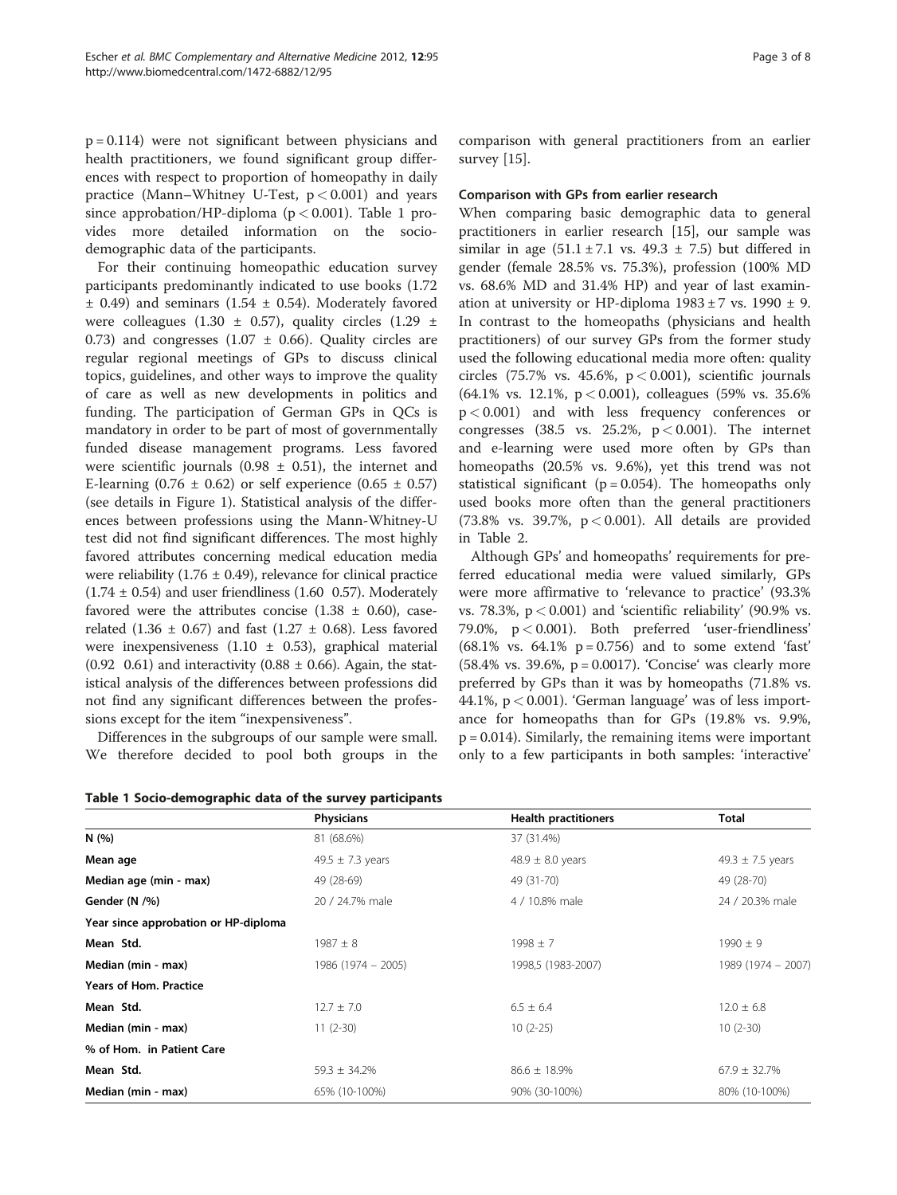p = 0.114) were not significant between physicians and health practitioners, we found significant group differences with respect to proportion of homeopathy in daily practice (Mann–Whitney U-Test, $p < 0.001$) and years since approbation/HP-diploma ($p < 0.001$). Table 1 provides more detailed information on the socio-demographic data of the participants.

For their continuing homeopathic education survey participants predominantly indicated to use books (1.72 ± 0.49) and seminars (1.54 ± 0.54). Moderately favored were colleagues (1.30 ± 0.57), quality circles (1.29 ± 0.73) and congresses (1.07 ± 0.66). Quality circles are regular regional meetings of GPs to discuss clinical topics, guidelines, and other ways to improve the quality of care as well as new developments in politics and funding. The participation of German GPs in QCs is mandatory in order to be part of most of governmentally funded disease management programs. Less favored were scientific journals (0.98 ± 0.51), the internet and E-learning (0.76 ± 0.62) or self experience (0.65 ± 0.57) (see details in Figure 1). Statistical analysis of the differences between professions using the Mann-Whitney-U test did not find significant differences. The most highly favored attributes concerning medical education media were reliability (1.76 ± 0.49), relevance for clinical practice (1.74 ± 0.54) and user friendliness (1.60 0.57). Moderately favored were the attributes concise (1.38 ± 0.60), case-related (1.36 ± 0.67) and fast (1.27 ± 0.68). Less favored were inexpensiveness (1.10 ± 0.53), graphical material (0.92 0.61) and interactivity (0.88 ± 0.66). Again, the statistical analysis of the differences between professions did not find any significant differences between the professions except for the item "inexpensiveness".

Differences in the subgroups of our sample were small. We therefore decided to pool both groups in the comparison with general practitioners from an earlier survey [15].

### Comparison with GPs from earlier research

When comparing basic demographic data to general practitioners in earlier research [15], our sample was similar in age (51.1 ± 7.1 vs. 49.3 ± 7.5) but differed in gender (female 28.5% vs. 75.3%), profession (100% MD vs. 68.6% MD and 31.4% HP) and year of last examination at university or HP-diploma 1983 ± 7 vs. 1990 ± 9. In contrast to the homeopaths (physicians and health practitioners) of our survey GPs from the former study used the following educational media more often: quality circles (75.7% vs. 45.6%, $p < 0.001$), scientific journals (64.1% vs. 12.1%, $p < 0.001$), colleagues (59% vs. 35.6% $p < 0.001$) and with less frequency conferences or congresses (38.5 vs. 25.2%, $p < 0.001$). The internet and e-learning were used more often by GPs than homeopaths (20.5% vs. 9.6%), yet this trend was not statistical significant ($p = 0.054$). The homeopaths only used books more often than the general practitioners (73.8% vs. 39.7%, $p < 0.001$). All details are provided in Table 2.

Although GPs' and homeopaths' requirements for preferred educational media were valued similarly, GPs were more affirmative to 'relevance to practice' (93.3% vs. 78.3%, $p < 0.001$) and 'scientific reliability' (90.9% vs. 79.0%, $p < 0.001$). Both preferred 'user-friendliness' (68.1% vs. 64.1% $p = 0.756$) and to some extend 'fast' (58.4% vs. 39.6%, $p = 0.0017$). 'Concise' was clearly more preferred by GPs than it was by homeopaths (71.8% vs. 44.1%, $p < 0.001$). 'German language' was of less importance for homeopaths than for GPs (19.8% vs. 9.9%, $p = 0.014$). Similarly, the remaining items were important only to a few participants in both samples: 'interactive'

**Table 1 Socio-demographic data of the survey participants**

| | Physicians | Health practitioners | Total |
|---|---|---|---|
| **N (%)** | 81 (68.6%) | 37 (31.4%) | |
| **Mean age** | 49.5 ± 7.3 years | 48.9 ± 8.0 years | 49.3 ± 7.5 years |
| **Median age (min - max)** | 49 (28-69) | 49 (31-70) | 49 (28-70) |
| **Gender (N /%)** | 20 / 24.7% male | 4 / 10.8% male | 24 / 20.3% male |
| **Year since approbation or HP-diploma** | | | |
| **Mean Std.** | 1987 ± 8 | 1998 ± 7 | 1990 ± 9 |
| **Median (min - max)** | 1986 (1974 – 2005) | 1998,5 (1983-2007) | 1989 (1974 – 2007) |
| **Years of Hom. Practice** | | | |
| **Mean Std.** | 12.7 ± 7.0 | 6.5 ± 6.4 | 12.0 ± 6.8 |
| **Median (min - max)** | 11 (2-30) | 10 (2-25) | 10 (2-30) |
| **% of Hom. in Patient Care** | | | |
| **Mean Std.** | 59.3 ± 34.2% | 86.6 ± 18.9% | 67.9 ± 32.7% |
| **Median (min - max)** | 65% (10-100%) | 90% (30-100%) | 80% (10-100%) |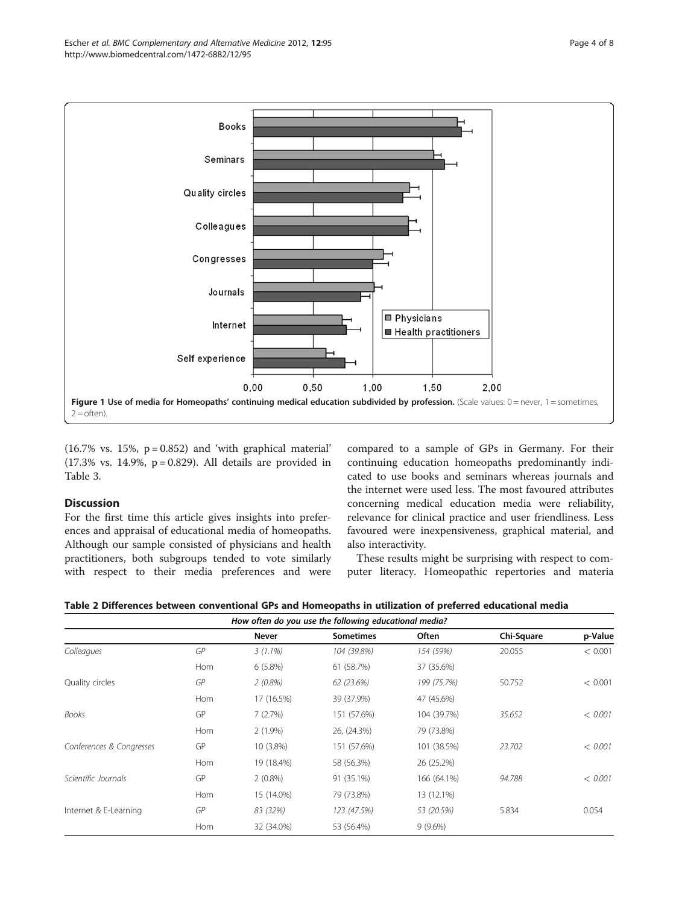Figure 1 Use of media for Homeopaths' continuing medical education subdivided by profession. (Scale values: 0 = never, 1 = sometimes, 2 = often).

(16.7% vs. 15%, p = 0.852) and 'with graphical material' (17.3% vs. 14.9%, p = 0.829). All details are provided in Table 3.

## Discussion

For the first time this article gives insights into preferences and appraisal of educational media of homeopaths. Although our sample consisted of physicians and health practitioners, both subgroups tended to vote similarly with respect to their media preferences and were compared to a sample of GPs in Germany. For their continuing education homeopaths predominantly indicated to use books and seminars whereas journals and the internet were used less. The most favoured attributes concerning medical education media were reliability, relevance for clinical practice and user friendliness. Less favoured were inexpensiveness, graphical material, and also interactivity.

These results might be surprising with respect to computer literacy. Homeopathic repertories and materia

**Table 2 Differences between conventional GPs and Homeopaths in utilization of preferred educational media**

| *How often do you use the following educational media?* | | | | | | |
|---|---|---|---|---|---|---|
| | | **Never** | **Sometimes** | **Often** | **Chi-Square** | **p-Value** |
| *Colleagues* | *GP* | *3 (1.1%)* | *104 (39.8%)* | *154 (59%)* | 20.055 | < 0.001 |
| | Hom | 6 (5.8%) | 61 (58.7%) | 37 (35.6%) | | |
| Quality circles | *GP* | *2 (0.8%)* | *62 (23.6%)* | *199 (75.7%)* | 50.752 | < 0.001 |
| | Hom | 17 (16.5%) | 39 (37.9%) | 47 (45.6%) | | |
| *Books* | GP | 7 (2.7%) | 151 (57.6%) | 104 (39.7%) | *35.652* | *< 0.001* |
| | Hom | 2 (1.9%) | 26, (24.3%) | 79 (73.8%) | | |
| *Conferences & Congresses* | GP | 10 (3.8%) | 151 (57.6%) | 101 (38.5%) | *23.702* | *< 0.001* |
| | Hom | 19 (18.4%) | 58 (56.3%) | 26 (25.2%) | | |
| *Scientific Journals* | GP | 2 (0.8%) | 91 (35.1%) | 166 (64.1%) | *94.788* | *< 0.001* |
| | Hom | 15 (14.0%) | 79 (73.8%) | 13 (12.1%) | | |
| Internet & E-Learning | *GP* | *83 (32%)* | *123 (47.5%)* | *53 (20.5%)* | 5.834 | 0.054 |
| | Hom | 32 (34.0%) | 53 (56.4%) | 9 (9.6%) | | |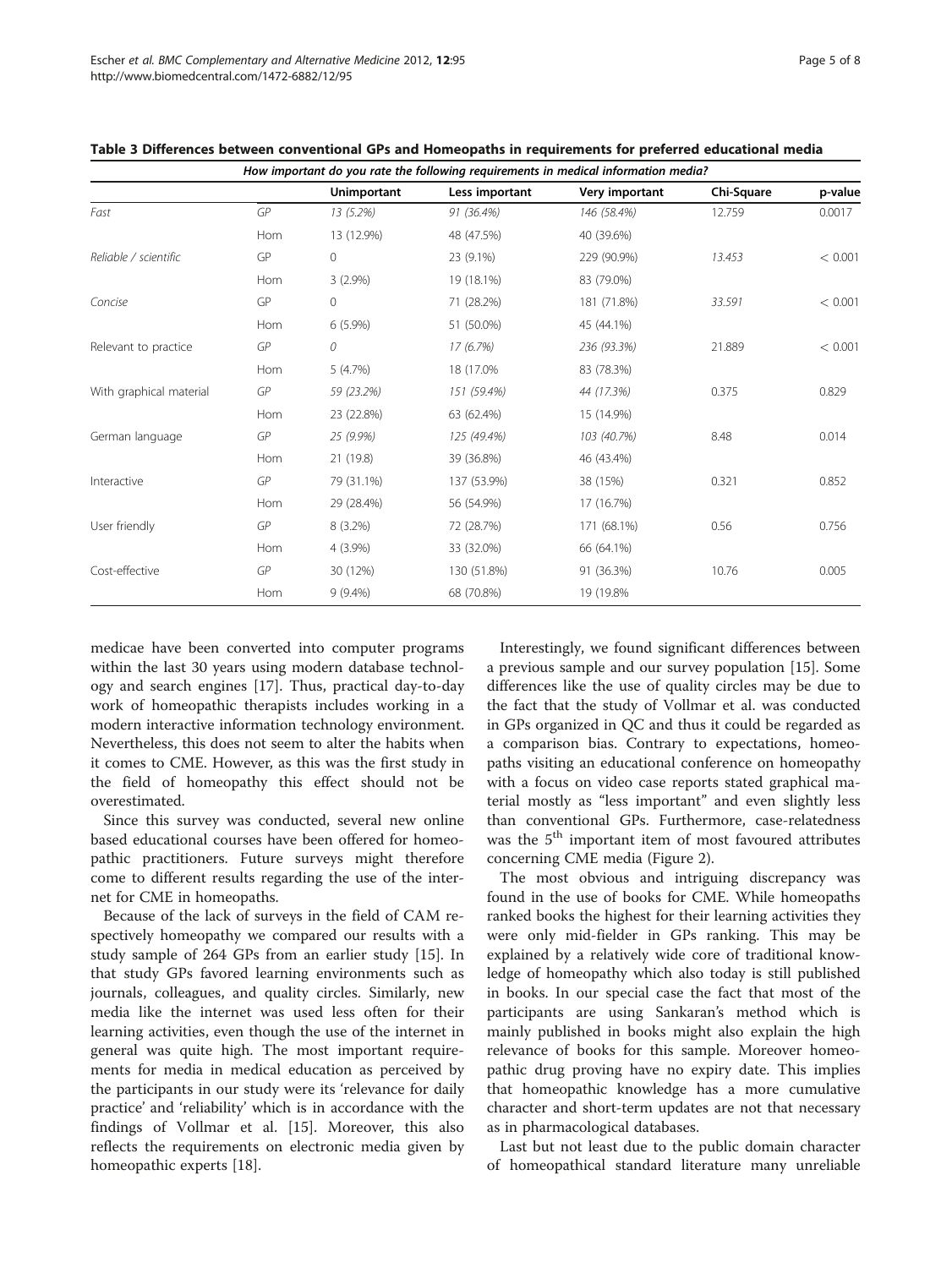**Table 3 Differences between conventional GPs and Homeopaths in requirements for preferred educational media**

| *How important do you rate the following requirements in medical information media?* | | | | | | |
|---|---|---|---|---|---|---|
| | | **Unimportant** | **Less important** | **Very important** | **Chi-Square** | **p-value** |
| *Fast* | *GP* | *13 (5.2%)* | *91 (36.4%)* | *146 (58.4%)* | 12.759 | 0.0017 |
| | Hom | 13 (12.9%) | 48 (47.5%) | 40 (39.6%) | | |
| *Reliable / scientific* | GP | 0 | 23 (9.1%) | 229 (90.9%) | *13.453* | < 0.001 |
| | Hom | 3 (2.9%) | 19 (18.1%) | 83 (79.0%) | | |
| *Concise* | GP | 0 | 71 (28.2%) | 181 (71.8%) | *33.591* | < 0.001 |
| | Hom | 6 (5.9%) | 51 (50.0%) | 45 (44.1%) | | |
| Relevant to practice | *GP* | *0* | *17 (6.7%)* | *236 (93.3%)* | 21.889 | < 0.001 |
| | Hom | 5 (4.7%) | 18 (17.0% | 83 (78.3%) | | |
| With graphical material | *GP* | *59 (23.2%)* | *151 (59.4%)* | *44 (17.3%)* | 0.375 | 0.829 |
| | Hom | 23 (22.8%) | 63 (62.4%) | 15 (14.9%) | | |
| German language | *GP* | *25 (9.9%)* | *125 (49.4%)* | *103 (40.7%)* | 8.48 | 0.014 |
| | Hom | 21 (19.8) | 39 (36.8%) | 46 (43.4%) | | |
| Interactive | *GP* | 79 (31.1%) | 137 (53.9%) | 38 (15%) | 0.321 | 0.852 |
| | Hom | 29 (28.4%) | 56 (54.9%) | 17 (16.7%) | | |
| User friendly | *GP* | 8 (3.2%) | 72 (28.7%) | 171 (68.1%) | 0.56 | 0.756 |
| | Hom | 4 (3.9%) | 33 (32.0%) | 66 (64.1%) | | |
| Cost-effective | *GP* | 30 (12%) | 130 (51.8%) | 91 (36.3%) | 10.76 | 0.005 |
| | Hom | 9 (9.4%) | 68 (70.8%) | 19 (19.8% | | |

medicae have been converted into computer programs within the last 30 years using modern database technology and search engines [17]. Thus, practical day-to-day work of homeopathic therapists includes working in a modern interactive information technology environment. Nevertheless, this does not seem to alter the habits when it comes to CME. However, as this was the first study in the field of homeopathy this effect should not be overestimated.

Since this survey was conducted, several new online based educational courses have been offered for homeopathic practitioners. Future surveys might therefore come to different results regarding the use of the internet for CME in homeopaths.

Because of the lack of surveys in the field of CAM respectively homeopathy we compared our results with a study sample of 264 GPs from an earlier study [15]. In that study GPs favored learning environments such as journals, colleagues, and quality circles. Similarly, new media like the internet was used less often for their learning activities, even though the use of the internet in general was quite high. The most important requirements for media in medical education as perceived by the participants in our study were its 'relevance for daily practice' and 'reliability' which is in accordance with the findings of Vollmar et al. [15]. Moreover, this also reflects the requirements on electronic media given by homeopathic experts [18].

Interestingly, we found significant differences between a previous sample and our survey population [15]. Some differences like the use of quality circles may be due to the fact that the study of Vollmar et al. was conducted in GPs organized in QC and thus it could be regarded as a comparison bias. Contrary to expectations, homeopaths visiting an educational conference on homeopathy with a focus on video case reports stated graphical material mostly as "less important" and even slightly less than conventional GPs. Furthermore, case-relatedness was the 5th important item of most favoured attributes concerning CME media (Figure 2).

The most obvious and intriguing discrepancy was found in the use of books for CME. While homeopaths ranked books the highest for their learning activities they were only mid-fielder in GPs ranking. This may be explained by a relatively wide core of traditional knowledge of homeopathy which also today is still published in books. In our special case the fact that most of the participants are using Sankaran's method which is mainly published in books might also explain the high relevance of books for this sample. Moreover homeopathic drug proving have no expiry date. This implies that homeopathic knowledge has a more cumulative character and short-term updates are not that necessary as in pharmacological databases.

Last but not least due to the public domain character of homeopathical standard literature many unreliable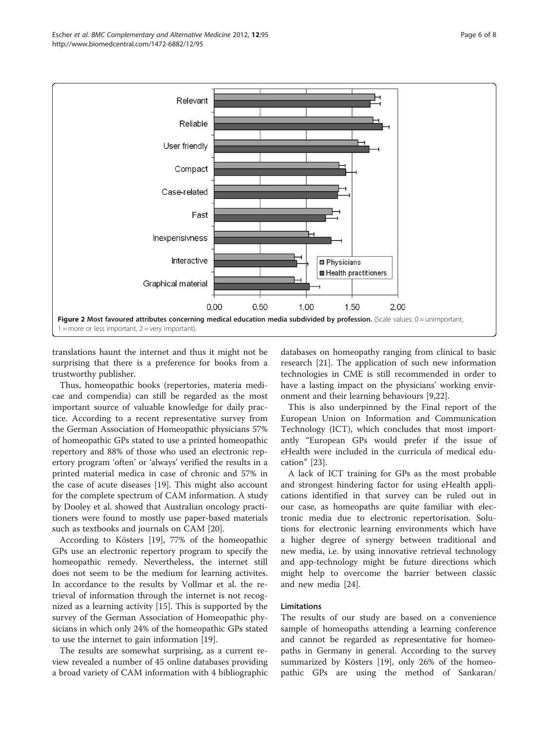Figure 2 Most favoured attributes concerning medical education media subdivided by profession. (Scale values: 0 = unimportant, 1 = more or less important, 2 = very important).

translations haunt the internet and thus it might not be surprising that there is a preference for books from a trustworthy publisher.

Thus, homeopathic books (repertories, materia medicae and compendia) can still be regarded as the most important source of valuable knowledge for daily practice. According to a recent representative survey from the German Association of Homeopathic physicians 57% of homeopathic GPs stated to use a printed homeopathic repertory and 88% of those who used an electronic repertory program 'often' or 'always' verified the results in a printed material medica in case of chronic and 57% in the case of acute diseases [19]. This might also account for the complete spectrum of CAM information. A study by Dooley et al. showed that Australian oncology practitioners were found to mostly use paper-based materials such as textbooks and journals on CAM [20].

According to Kösters [19], 77% of the homeopathic GPs use an electronic repertory program to specify the homeopathic remedy. Nevertheless, the internet still does not seem to be the medium for learning activites. In accordance to the results by Vollmar et al. the retrieval of information through the internet is not recognized as a learning activity [15]. This is supported by the survey of the German Association of Homeopathic physicians in which only 24% of the homeopathic GPs stated to use the internet to gain information [19].

The results are somewhat surprising, as a current review revealed a number of 45 online databases providing a broad variety of CAM information with 4 bibliographic databases on homeopathy ranging from clinical to basic research [21]. The application of such new information technologies in CME is still recommended in order to have a lasting impact on the physicians' working environment and their learning behaviours [9,22].

This is also underpinned by the Final report of the European Union on Information and Communication Technology (ICT), which concludes that most importantly "European GPs would prefer if the issue of eHealth were included in the curricula of medical education" [23].

A lack of ICT training for GPs as the most probable and strongest hindering factor for using eHealth applications identified in that survey can be ruled out in our case, as homeopaths are quite familiar with electronic media due to electronic repertorisation. Solutions for electronic learning environments which have a higher degree of synergy between traditional and new media, i.e. by using innovative retrieval technology and app-technology might be future directions which might help to overcome the barrier between classic and new media [24].

### Limitations

The results of our study are based on a convenience sample of homeopaths attending a learning conference and cannot be regarded as representative for homeopaths in Germany in general. According to the survey summarized by Kösters [19], only 26% of the homeopathic GPs are using the method of Sankaran/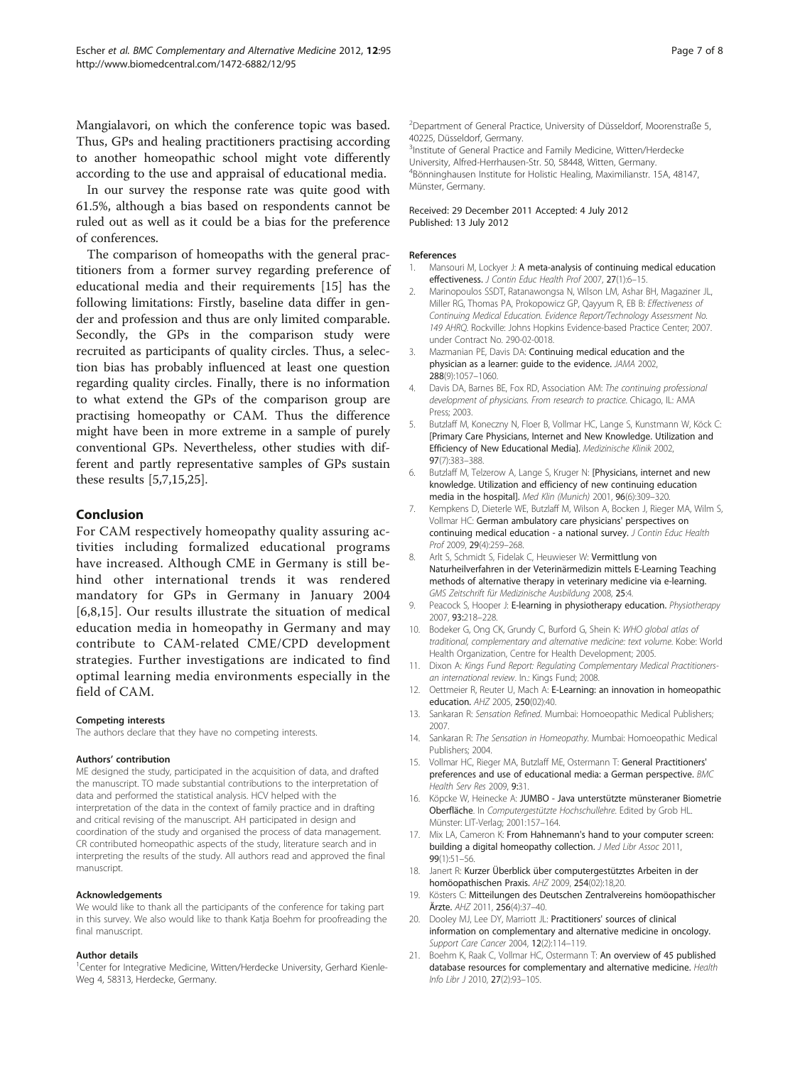Mangialavori, on which the conference topic was based. Thus, GPs and healing practitioners practising according to another homeopathic school might vote differently according to the use and appraisal of educational media.

In our survey the response rate was quite good with 61.5%, although a bias based on respondents cannot be ruled out as well as it could be a bias for the preference of conferences.

The comparison of homeopaths with the general practitioners from a former survey regarding preference of educational media and their requirements [15] has the following limitations: Firstly, baseline data differ in gender and profession and thus are only limited comparable. Secondly, the GPs in the comparison study were recruited as participants of quality circles. Thus, a selection bias has probably influenced at least one question regarding quality circles. Finally, there is no information to what extend the GPs of the comparison group are practising homeopathy or CAM. Thus the difference might have been in more extreme in a sample of purely conventional GPs. Nevertheless, other studies with different and partly representative samples of GPs sustain these results [5,7,15,25].

## Conclusion

For CAM respectively homeopathy quality assuring activities including formalized educational programs have increased. Although CME in Germany is still behind other international trends it was rendered mandatory for GPs in Germany in January 2004 [6,8,15]. Our results illustrate the situation of medical education media in homeopathy in Germany and may contribute to CAM-related CME/CPD development strategies. Further investigations are indicated to find optimal learning media environments especially in the field of CAM.

#### Competing interests

The authors declare that they have no competing interests.

#### Authors' contribution

ME designed the study, participated in the acquisition of data, and drafted the manuscript. TO made substantial contributions to the interpretation of data and performed the statistical analysis. HCV helped with the interpretation of the data in the context of family practice and in drafting and critical revising of the manuscript. AH participated in design and coordination of the study and organised the process of data management. CR contributed homeopathic aspects of the study, literature search and in interpreting the results of the study. All authors read and approved the final manuscript.

#### Acknowledgements

We would like to thank all the participants of the conference for taking part in this survey. We also would like to thank Katja Boehm for proofreading the final manuscript.

#### Author details

[1]Center for Integrative Medicine, Witten/Herdecke University, Gerhard Kienle-Weg 4, 58313, Herdecke, Germany. [2]Department of General Practice, University of Düsseldorf, Moorenstraße 5, 40225, Düsseldorf, Germany. [3]Institute of General Practice and Family Medicine, Witten/Herdecke University, Alfred-Herrhausen-Str. 50, 58448, Witten, Germany. [4]Bönninghausen Institute for Holistic Healing, Maximilianstr. 15A, 48147, Münster, Germany.

Received: 29 December 2011 Accepted: 4 July 2012
Published: 13 July 2012

#### References

1. Mansouri M, Lockyer J: **A meta-analysis of continuing medical education effectiveness.** *J Contin Educ Health Prof* 2007, **27**(1):6–15.
2. Marinopoulos SSDT, Ratanawongsa N, Wilson LM, Ashar BH, Magaziner JL, Miller RG, Thomas PA, Prokopowicz GP, Qayyum R, EB B: *Effectiveness of Continuing Medical Education. Evidence Report/Technology Assessment No. 149 AHRQ.* Rockville: Johns Hopkins Evidence-based Practice Center; 2007. under Contract No. 290-02-0018.
3. Mazmanian PE, Davis DA: **Continuing medical education and the physician as a learner: guide to the evidence.** *JAMA* 2002, **288**(9):1057–1060.
4. Davis DA, Barnes BE, Fox RD, Association AM: *The continuing professional development of physicians. From research to practice.* Chicago, IL: AMA Press; 2003.
5. Butzlaff M, Koneczny N, Floer B, Vollmar HC, Lange S, Kunstmann W, Köck C: **[Primary Care Physicians, Internet and New Knowledge. Utilization and Efficiency of New Educational Media].** *Medizinische Klinik* 2002, **97**(7):383–388.
6. Butzlaff M, Telzerow A, Lange S, Kruger N: **[Physicians, internet and new knowledge. Utilization and efficiency of new continuing education media in the hospital].** *Med Klin (Munich)* 2001, **96**(6):309–320.
7. Kempkens D, Dieterle WE, Butzlaff M, Wilson A, Bocken J, Rieger MA, Wilm S, Vollmar HC: **German ambulatory care physicians' perspectives on continuing medical education - a national survey.** *J Contin Educ Health Prof* 2009, **29**(4):259–268.
8. Arlt S, Schmidt S, Fidelak C, Heuwieser W: **Vermittlung von Naturheilverfahren in der Veterinärmedizin mittels E-Learning Teaching methods of alternative therapy in veterinary medicine via e-learning.** *GMS Zeitschrift für Medizinische Ausbildung* 2008, **25**:4.
9. Peacock S, Hooper J: **E-learning in physiotherapy education.** *Physiotherapy* 2007, **93**:218–228.
10. Bodeker G, Ong CK, Grundy C, Burford G, Shein K: *WHO global atlas of traditional, complementary and alternative medicine: text volume.* Kobe: World Health Organization, Centre for Health Development; 2005.
11. Dixon A: *Kings Fund Report: Regulating Complementary Medical Practitioners-an international review.* In.: Kings Fund; 2008.
12. Oettmeier R, Reuter U, Mach A: **E-Learning: an innovation in homeopathic education.** *AHZ* 2005, **250**(02):40.
13. Sankaran R: *Sensation Refined.* Mumbai: Homoeopathic Medical Publishers; 2007.
14. Sankaran R: *The Sensation in Homeopathy.* Mumbai: Homoeopathic Medical Publishers; 2004.
15. Vollmar HC, Rieger MA, Butzlaff ME, Ostermann T: **General Practitioners' preferences and use of educational media: a German perspective.** *BMC Health Serv Res* 2009, **9**:31.
16. Köpcke W, Heinecke A: **JUMBO - Java unterstützte münsteraner Biometrie Oberfläche.** In *Computergestützte Hochschullehre.* Edited by Grob HL. Münster: LIT-Verlag; 2001:157–164.
17. Mix LA, Cameron K: **From Hahnemann's hand to your computer screen: building a digital homeopathy collection.** *J Med Libr Assoc* 2011, **99**(1):51–56.
18. Janert R: **Kurzer Überblick über computergestütztes Arbeiten in der homöopathischen Praxis.** *AHZ* 2009, **254**(02):18,20.
19. Kösters C: **Mitteilungen des Deutschen Zentralvereins homöopathischer Ärzte.** *AHZ* 2011, **256**(4):37–40.
20. Dooley MJ, Lee DY, Marriott JL: **Practitioners' sources of clinical information on complementary and alternative medicine in oncology.** *Support Care Cancer* 2004, **12**(2):114–119.
21. Boehm K, Raak C, Vollmar HC, Ostermann T: **An overview of 45 published database resources for complementary and alternative medicine.** *Health Info Libr J* 2010, **27**(2):93–105.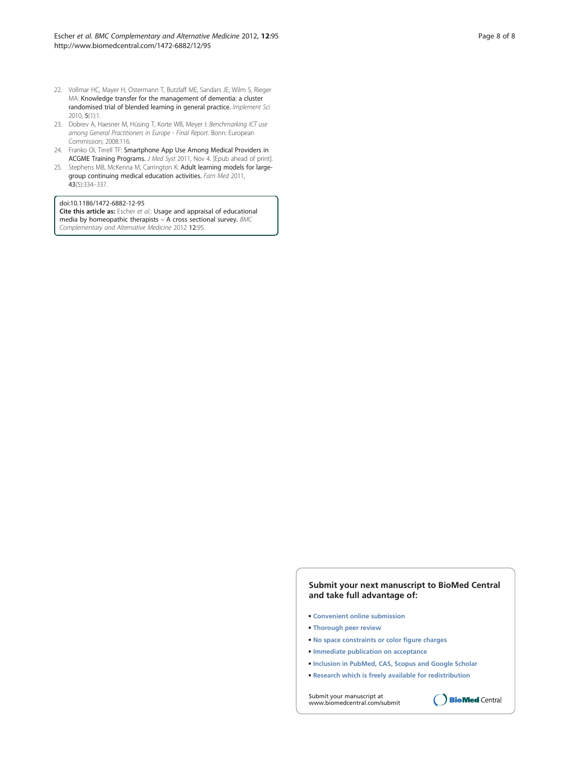22. Vollmar HC, Mayer H, Ostermann T, Butzlaff ME, Sandars JE, Wilm S, Rieger MA: **Knowledge transfer for the management of dementia: a cluster randomised trial of blended learning in general practice.** *Implement Sci* 2010, **5**(1):1.
23. Dobrev A, Haesner M, Hüsing T, Korte WB, Meyer I: *Benchmarking ICT use among General Practitioners in Europe - Final Report*. Bonn: European Commission; 2008:116.
24. Franko OI, Tirrell TF: **Smartphone App Use Among Medical Providers in ACGME Training Programs.** *J Med Syst* 2011, Nov 4. [Epub ahead of print].
25. Stephens MB, McKenna M, Carrington K: **Adult learning models for large-group continuing medical education activities.** *Fam Med* 2011, **43**(5):334–337.

doi:10.1186/1472-6882-12-95

**Cite this article as:** Escher *et al.*: Usage and appraisal of educational media by homeopathic therapists – A cross sectional survey. *BMC Complementary and Alternative Medicine* 2012 **12**:95.

**Submit your next manuscript to BioMed Central and take full advantage of:**

- **Convenient online submission**
- **Thorough peer review**
- **No space constraints or color figure charges**
- **Immediate publication on acceptance**
- **Inclusion in PubMed, CAS, Scopus and Google Scholar**
- **Research which is freely available for redistribution**

Submit your manuscript at
www.biomedcentral.com/submit

**BioMed** Central